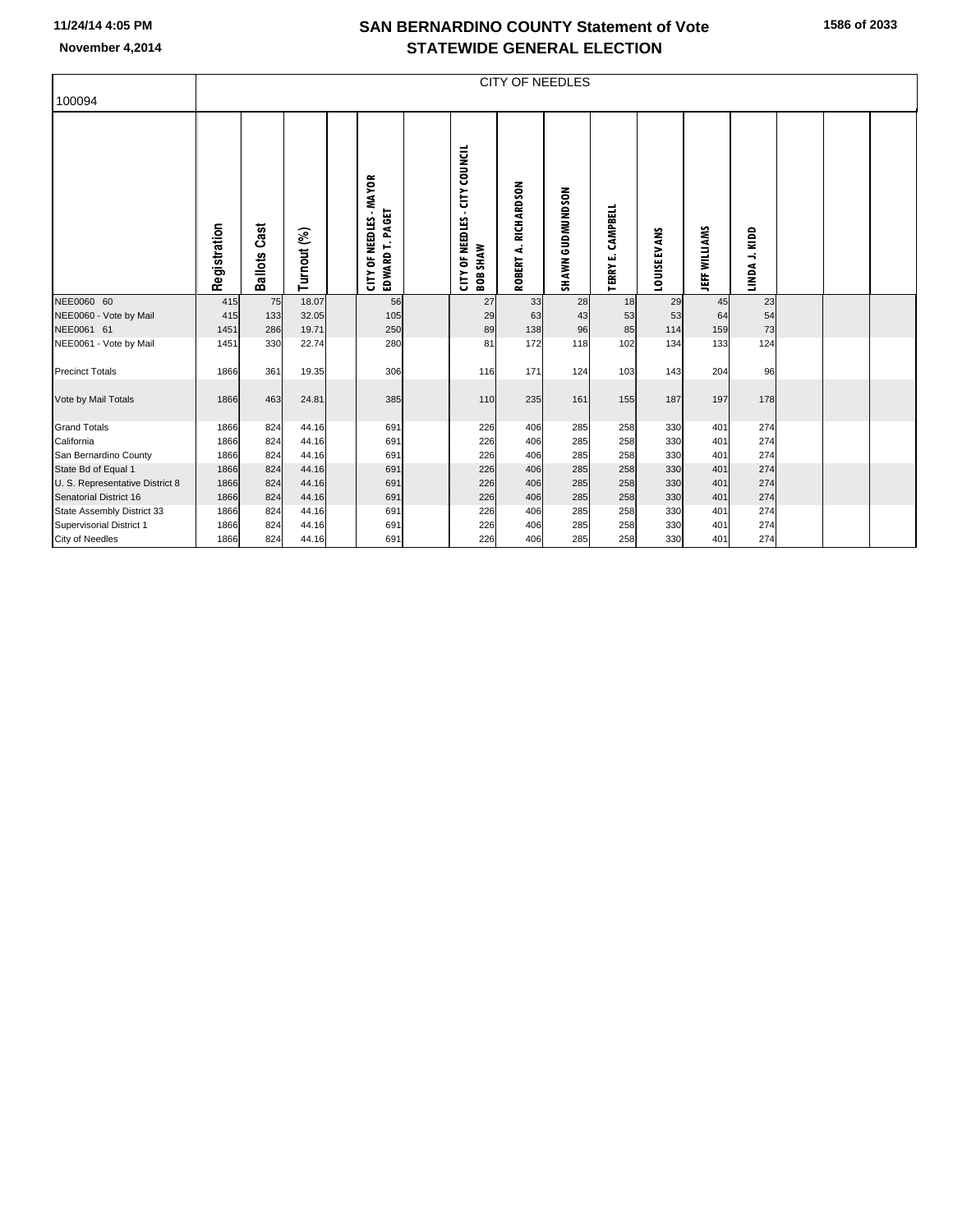# SAN BERNARDINO COUNTY Statement of Vote
## STATEWIDE GENERAL ELECTION

11/24/14 4:05 PM

November 4,2014

| 100094 | CITY OF NEEDLES | | | | | | | | | | | | | | | |
|---|---|---|---|---|---|---|---|---|---|---|---|---|---|---|---|---|
| | Registration | Ballots Cast | Turnout (%) | | CITY OF NEEDLES - MAYOR EDWARD T. PAGET | | CITY OF NEEDLES - CITY COUNCIL BOB SHAW | ROBERT A. RICHARDSON | SHAWN GUDMUNDSON | TERRY E. CAMPBELL | LOUISE EVANS | JEFF WILLIAMS | LINDA J. KIDD | | | |
| NEE0060 60 | 415 | 75 | 18.07 | | 56 | | 27 | 33 | 28 | 18 | 29 | 45 | 23 | | | |
| NEE0060 - Vote by Mail | 415 | 133 | 32.05 | | 105 | | 29 | 63 | 43 | 53 | 53 | 64 | 54 | | | |
| NEE0061 61 | 1451 | 286 | 19.71 | | 250 | | 89 | 138 | 96 | 85 | 114 | 159 | 73 | | | |
| NEE0061 - Vote by Mail | 1451 | 330 | 22.74 | | 280 | | 81 | 172 | 118 | 102 | 134 | 133 | 124 | | | |
| Precinct Totals | 1866 | 361 | 19.35 | | 306 | | 116 | 171 | 124 | 103 | 143 | 204 | 96 | | | |
| Vote by Mail Totals | 1866 | 463 | 24.81 | | 385 | | 110 | 235 | 161 | 155 | 187 | 197 | 178 | | | |
| Grand Totals | 1866 | 824 | 44.16 | | 691 | | 226 | 406 | 285 | 258 | 330 | 401 | 274 | | | |
| California | 1866 | 824 | 44.16 | | 691 | | 226 | 406 | 285 | 258 | 330 | 401 | 274 | | | |
| San Bernardino County | 1866 | 824 | 44.16 | | 691 | | 226 | 406 | 285 | 258 | 330 | 401 | 274 | | | |
| State Bd of Equal 1 | 1866 | 824 | 44.16 | | 691 | | 226 | 406 | 285 | 258 | 330 | 401 | 274 | | | |
| U. S. Representative District 8 | 1866 | 824 | 44.16 | | 691 | | 226 | 406 | 285 | 258 | 330 | 401 | 274 | | | |
| Senatorial District 16 | 1866 | 824 | 44.16 | | 691 | | 226 | 406 | 285 | 258 | 330 | 401 | 274 | | | |
| State Assembly District 33 | 1866 | 824 | 44.16 | | 691 | | 226 | 406 | 285 | 258 | 330 | 401 | 274 | | | |
| Supervisorial District 1 | 1866 | 824 | 44.16 | | 691 | | 226 | 406 | 285 | 258 | 330 | 401 | 274 | | | |
| City of Needles | 1866 | 824 | 44.16 | | 691 | | 226 | 406 | 285 | 258 | 330 | 401 | 274 | | | |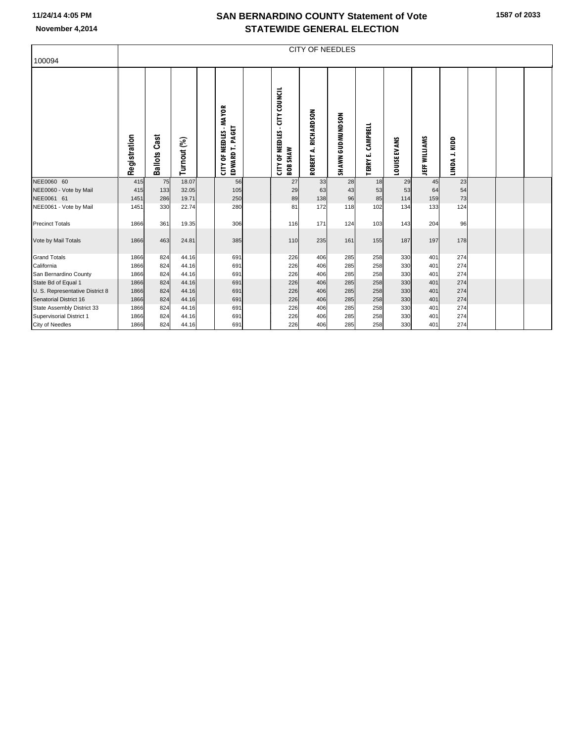# SAN BERNARDINO COUNTY Statement of Vote
## STATEWIDE GENERAL ELECTION

11/24/14 4:05 PM

November 4,2014

| 100094 | CITY OF NEEDLES | | | | | | | | | | | | | | | | |
|---|---|---|---|---|---|---|---|---|---|---|---|---|---|---|---|---|---|
| | Registration | Ballots Cast | Turnout (%) | | CITY OF NEEDLES - MAYOR EDWARD T. PAGET | | CITY OF NEEDLES - CITY COUNCIL BOB SHAW | ROBERT A. RICHARDSON | SHAWN GUDMUNDSON | TERRY E. CAMPBELL | LOUISE EVANS | JEFF WILLIAMS | LINDA J. KIDD | | | |
| NEE0060 60 | 415 | 75 | 18.07 | | 56 | | 27 | 33 | 28 | 18 | 29 | 45 | 23 | | | |
| NEE0060 - Vote by Mail | 415 | 133 | 32.05 | | 105 | | 29 | 63 | 43 | 53 | 53 | 64 | 54 | | | |
| NEE0061 61 | 1451 | 286 | 19.71 | | 250 | | 89 | 138 | 96 | 85 | 114 | 159 | 73 | | | |
| NEE0061 - Vote by Mail | 1451 | 330 | 22.74 | | 280 | | 81 | 172 | 118 | 102 | 134 | 133 | 124 | | | |
| Precinct Totals | 1866 | 361 | 19.35 | | 306 | | 116 | 171 | 124 | 103 | 143 | 204 | 96 | | | |
| Vote by Mail Totals | 1866 | 463 | 24.81 | | 385 | | 110 | 235 | 161 | 155 | 187 | 197 | 178 | | | |
| Grand Totals | 1866 | 824 | 44.16 | | 691 | | 226 | 406 | 285 | 258 | 330 | 401 | 274 | | | |
| California | 1866 | 824 | 44.16 | | 691 | | 226 | 406 | 285 | 258 | 330 | 401 | 274 | | | |
| San Bernardino County | 1866 | 824 | 44.16 | | 691 | | 226 | 406 | 285 | 258 | 330 | 401 | 274 | | | |
| State Bd of Equal 1 | 1866 | 824 | 44.16 | | 691 | | 226 | 406 | 285 | 258 | 330 | 401 | 274 | | | |
| U. S. Representative District 8 | 1866 | 824 | 44.16 | | 691 | | 226 | 406 | 285 | 258 | 330 | 401 | 274 | | | |
| Senatorial District 16 | 1866 | 824 | 44.16 | | 691 | | 226 | 406 | 285 | 258 | 330 | 401 | 274 | | | |
| State Assembly District 33 | 1866 | 824 | 44.16 | | 691 | | 226 | 406 | 285 | 258 | 330 | 401 | 274 | | | |
| Supervisorial District 1 | 1866 | 824 | 44.16 | | 691 | | 226 | 406 | 285 | 258 | 330 | 401 | 274 | | | |
| City of Needles | 1866 | 824 | 44.16 | | 691 | | 226 | 406 | 285 | 258 | 330 | 401 | 274 | | | |